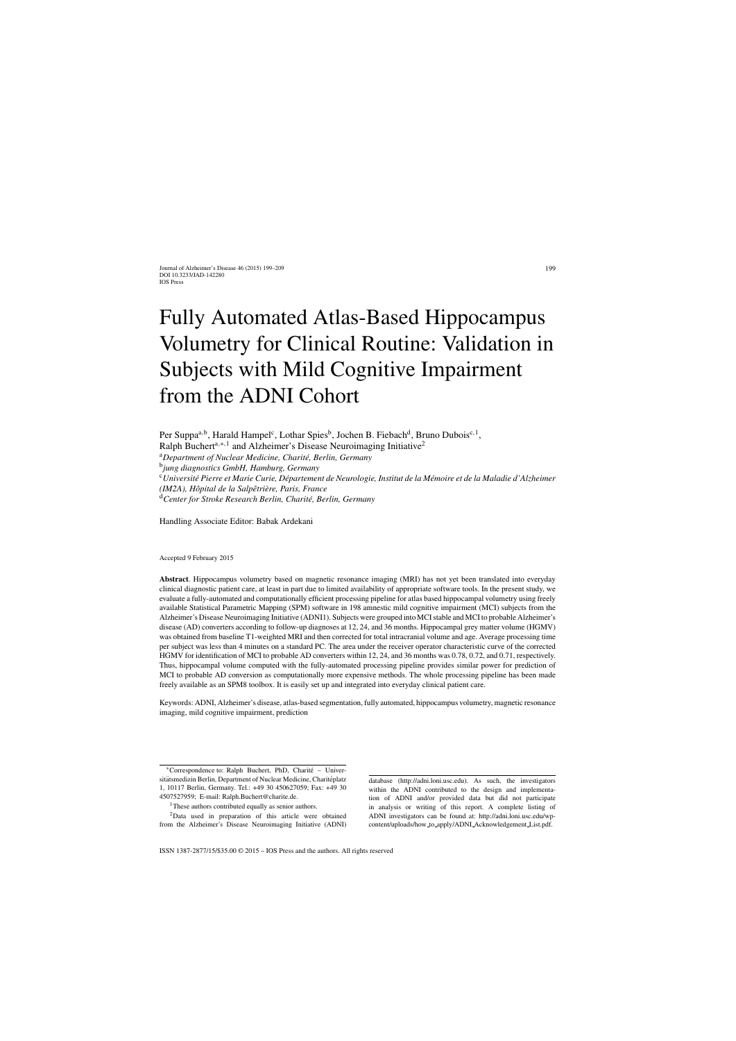# Fully Automated Atlas-Based Hippocampus Volumetry for Clinical Routine: Validation in Subjects with Mild Cognitive Impairment from the ADNI Cohort

Per Suppa[a,b], Harald Hampel[c], Lothar Spies[b], Jochen B. Fiebach[d], Bruno Dubois[c,1], Ralph Buchert[a,*,1] and Alzheimer's Disease Neuroimaging Initiative[2]

[a]*Department of Nuclear Medicine, Charité, Berlin, Germany*
[b]*jung diagnostics GmbH, Hamburg, Germany*
[c]*Université Pierre et Marie Curie, Département de Neurologie, Institut de la Mémoire et de la Maladie d'Alzheimer (IM2A), Hôpital de la Salpêtrière, Paris, France*
[d]*Center for Stroke Research Berlin, Charité, Berlin, Germany*

Handling Associate Editor: Babak Ardekani

Accepted 9 February 2015

**Abstract**. Hippocampus volumetry based on magnetic resonance imaging (MRI) has not yet been translated into everyday clinical diagnostic patient care, at least in part due to limited availability of appropriate software tools. In the present study, we evaluate a fully-automated and computationally efficient processing pipeline for atlas based hippocampal volumetry using freely available Statistical Parametric Mapping (SPM) software in 198 amnestic mild cognitive impairment (MCI) subjects from the Alzheimer's Disease Neuroimaging Initiative (ADNI1). Subjects were grouped into MCI stable and MCI to probable Alzheimer's disease (AD) converters according to follow-up diagnoses at 12, 24, and 36 months. Hippocampal grey matter volume (HGMV) was obtained from baseline T1-weighted MRI and then corrected for total intracranial volume and age. Average processing time per subject was less than 4 minutes on a standard PC. The area under the receiver operator characteristic curve of the corrected HGMV for identification of MCI to probable AD converters within 12, 24, and 36 months was 0.78, 0.72, and 0.71, respectively. Thus, hippocampal volume computed with the fully-automated processing pipeline provides similar power for prediction of MCI to probable AD conversion as computationally more expensive methods. The whole processing pipeline has been made freely available as an SPM8 toolbox. It is easily set up and integrated into everyday clinical patient care.

Keywords: ADNI, Alzheimer's disease, atlas-based segmentation, fully automated, hippocampus volumetry, magnetic resonance imaging, mild cognitive impairment, prediction

---

*Correspondence to: Ralph Buchert, PhD, Charité – Universitätsmedizin Berlin, Department of Nuclear Medicine, Charitéplatz 1, 10117 Berlin, Germany. Tel.: +49 30 450627059; Fax: +49 30 4507527959; E-mail: Ralph.Buchert@charite.de.

[1]These authors contributed equally as senior authors.

[2]Data used in preparation of this article were obtained from the Alzheimer's Disease Neuroimaging Initiative (ADNI) database (http://adni.loni.usc.edu). As such, the investigators within the ADNI contributed to the design and implementation of ADNI and/or provided data but did not participate in analysis or writing of this report. A complete listing of ADNI investigators can be found at: http://adni.loni.usc.edu/wp-content/uploads/how_to_apply/ADNI_Acknowledgement_List.pdf.

ISSN 1387-2877/15/$35.00 © 2015 – IOS Press and the authors. All rights reserved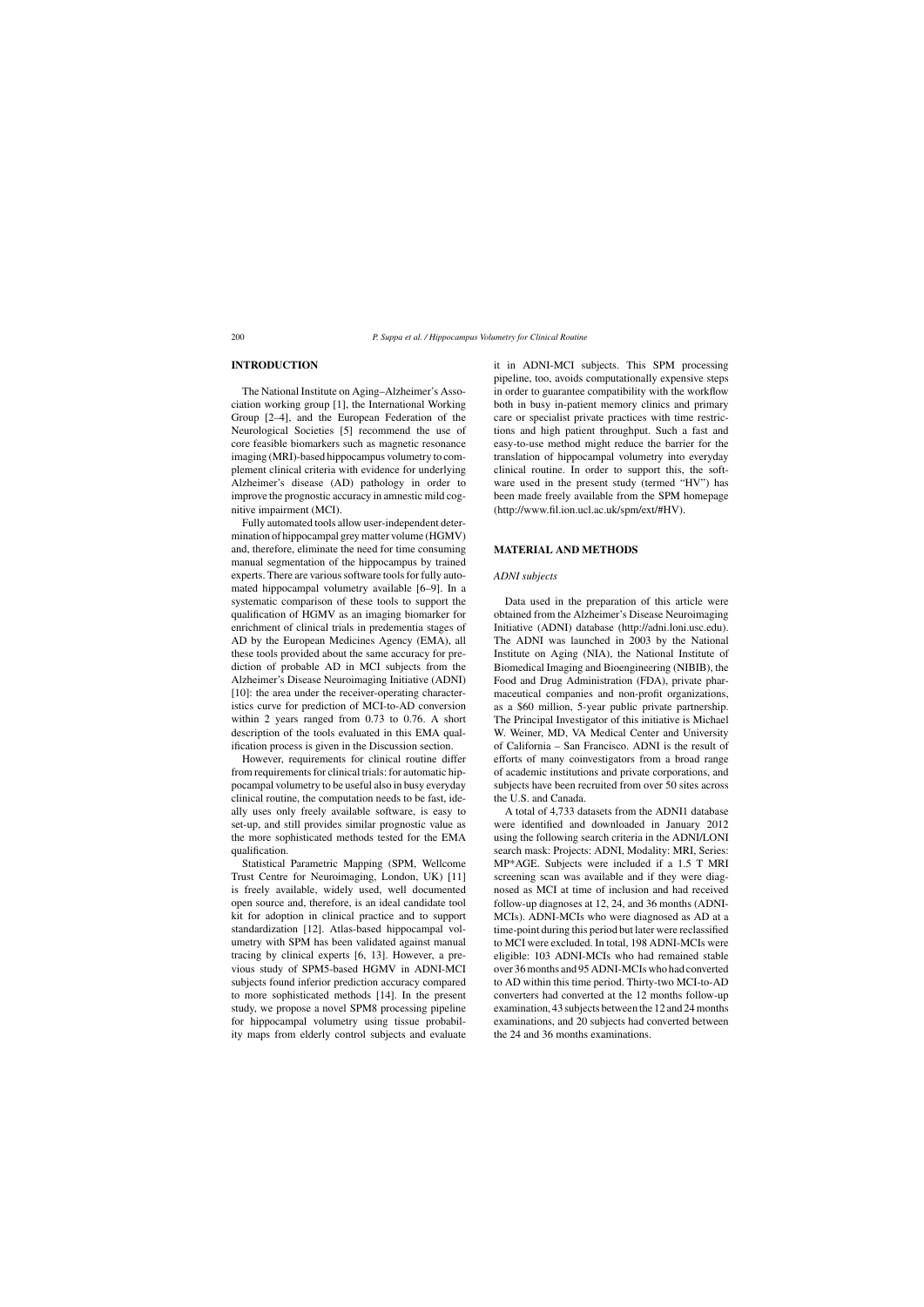## INTRODUCTION

The National Institute on Aging–Alzheimer's Association working group [1], the International Working Group [2–4], and the European Federation of the Neurological Societies [5] recommend the use of core feasible biomarkers such as magnetic resonance imaging (MRI)-based hippocampus volumetry to complement clinical criteria with evidence for underlying Alzheimer's disease (AD) pathology in order to improve the prognostic accuracy in amnestic mild cognitive impairment (MCI).

Fully automated tools allow user-independent determination of hippocampal grey matter volume (HGMV) and, therefore, eliminate the need for time consuming manual segmentation of the hippocampus by trained experts. There are various software tools for fully automated hippocampal volumetry available [6–9]. In a systematic comparison of these tools to support the qualification of HGMV as an imaging biomarker for enrichment of clinical trials in predementia stages of AD by the European Medicines Agency (EMA), all these tools provided about the same accuracy for prediction of probable AD in MCI subjects from the Alzheimer's Disease Neuroimaging Initiative (ADNI) [10]: the area under the receiver-operating characteristics curve for prediction of MCI-to-AD conversion within 2 years ranged from 0.73 to 0.76. A short description of the tools evaluated in this EMA qualification process is given in the Discussion section.

However, requirements for clinical routine differ from requirements for clinical trials: for automatic hippocampal volumetry to be useful also in busy everyday clinical routine, the computation needs to be fast, ideally uses only freely available software, is easy to set-up, and still provides similar prognostic value as the more sophisticated methods tested for the EMA qualification.

Statistical Parametric Mapping (SPM, Wellcome Trust Centre for Neuroimaging, London, UK) [11] is freely available, widely used, well documented open source and, therefore, is an ideal candidate tool kit for adoption in clinical practice and to support standardization [12]. Atlas-based hippocampal volumetry with SPM has been validated against manual tracing by clinical experts [6, 13]. However, a previous study of SPM5-based HGMV in ADNI-MCI subjects found inferior prediction accuracy compared to more sophisticated methods [14]. In the present study, we propose a novel SPM8 processing pipeline for hippocampal volumetry using tissue probability maps from elderly control subjects and evaluate it in ADNI-MCI subjects. This SPM processing pipeline, too, avoids computationally expensive steps in order to guarantee compatibility with the workflow both in busy in-patient memory clinics and primary care or specialist private practices with time restrictions and high patient throughput. Such a fast and easy-to-use method might reduce the barrier for the translation of hippocampal volumetry into everyday clinical routine. In order to support this, the software used in the present study (termed "HV") has been made freely available from the SPM homepage (http://www.fil.ion.ucl.ac.uk/spm/ext/#HV).

## MATERIAL AND METHODS

### *ADNI subjects*

Data used in the preparation of this article were obtained from the Alzheimer's Disease Neuroimaging Initiative (ADNI) database (http://adni.loni.usc.edu). The ADNI was launched in 2003 by the National Institute on Aging (NIA), the National Institute of Biomedical Imaging and Bioengineering (NIBIB), the Food and Drug Administration (FDA), private pharmaceutical companies and non-profit organizations, as a $60 million, 5-year public private partnership. The Principal Investigator of this initiative is Michael W. Weiner, MD, VA Medical Center and University of California – San Francisco. ADNI is the result of efforts of many coinvestigators from a broad range of academic institutions and private corporations, and subjects have been recruited from over 50 sites across the U.S. and Canada.

A total of 4,733 datasets from the ADNI1 database were identified and downloaded in January 2012 using the following search criteria in the ADNI/LONI search mask: Projects: ADNI, Modality: MRI, Series: MP*AGE. Subjects were included if a 1.5 T MRI screening scan was available and if they were diagnosed as MCI at time of inclusion and had received follow-up diagnoses at 12, 24, and 36 months (ADNI-MCIs). ADNI-MCIs who were diagnosed as AD at a time-point during this period but later were reclassified to MCI were excluded. In total, 198 ADNI-MCIs were eligible: 103 ADNI-MCIs who had remained stable over 36 months and 95 ADNI-MCIs who had converted to AD within this time period. Thirty-two MCI-to-AD converters had converted at the 12 months follow-up examination, 43 subjects between the 12 and 24 months examinations, and 20 subjects had converted between the 24 and 36 months examinations.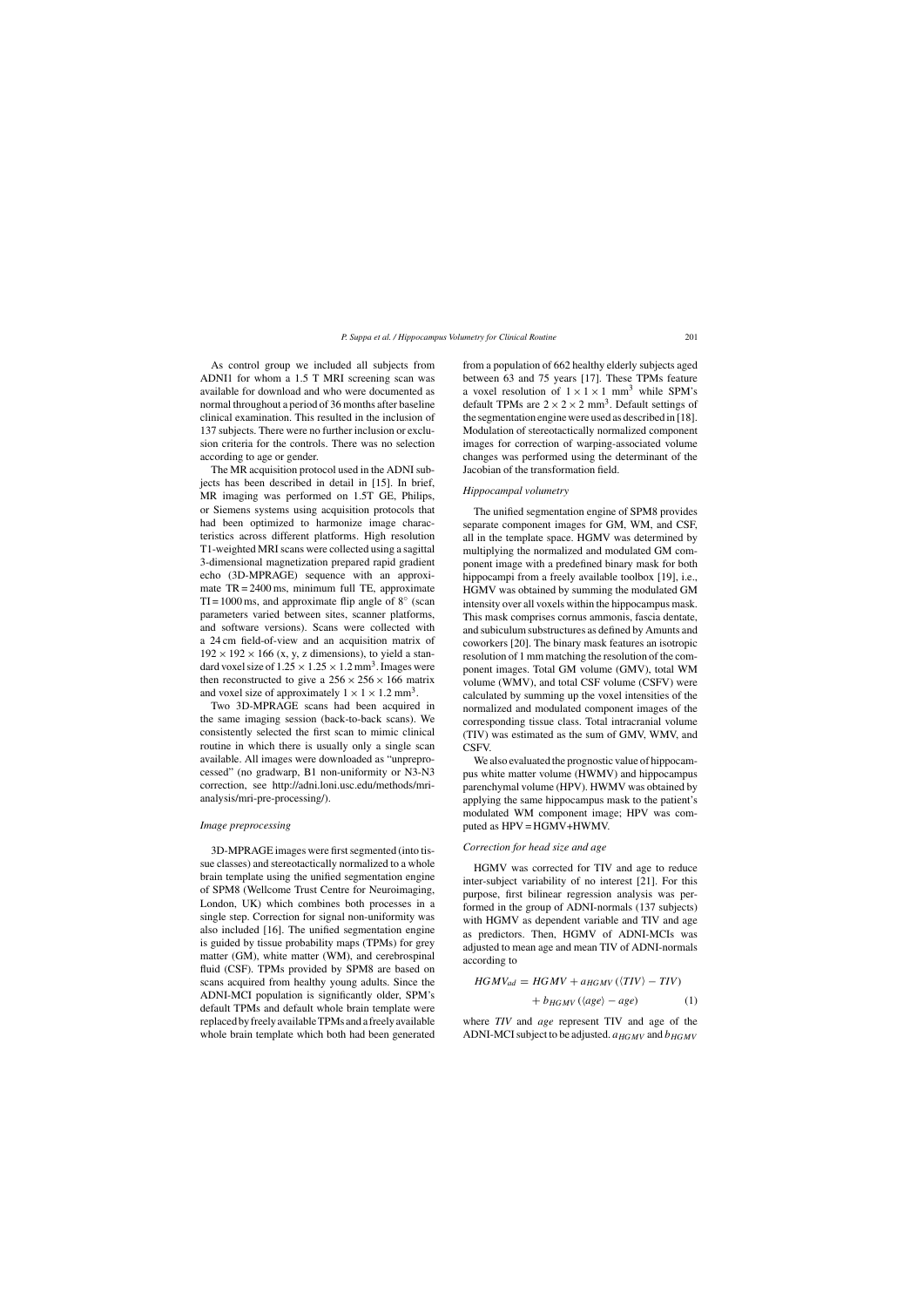As control group we included all subjects from ADNI1 for whom a 1.5 T MRI screening scan was available for download and who were documented as normal throughout a period of 36 months after baseline clinical examination. This resulted in the inclusion of 137 subjects. There were no further inclusion or exclusion criteria for the controls. There was no selection according to age or gender.

The MR acquisition protocol used in the ADNI subjects has been described in detail in [15]. In brief, MR imaging was performed on 1.5T GE, Philips, or Siemens systems using acquisition protocols that had been optimized to harmonize image characteristics across different platforms. High resolution T1-weighted MRI scans were collected using a sagittal 3-dimensional magnetization prepared rapid gradient echo (3D-MPRAGE) sequence with an approximate TR = 2400 ms, minimum full TE, approximate TI = 1000 ms, and approximate flip angle of 8° (scan parameters varied between sites, scanner platforms, and software versions). Scans were collected with a 24 cm field-of-view and an acquisition matrix of $192 \times 192 \times 166$ (x, y, z dimensions), to yield a standard voxel size of $1.25 \times 1.25 \times 1.2\,\text{mm}^3$. Images were then reconstructed to give a $256 \times 256 \times 166$ matrix and voxel size of approximately $1 \times 1 \times 1.2\,\text{mm}^3$.

Two 3D-MPRAGE scans had been acquired in the same imaging session (back-to-back scans). We consistently selected the first scan to mimic clinical routine in which there is usually only a single scan available. All images were downloaded as "unpreprocessed" (no gradwarp, B1 non-uniformity or N3-N3 correction, see http://adni.loni.usc.edu/methods/mri-analysis/mri-pre-processing/).

### *Image preprocessing*

3D-MPRAGE images were first segmented (into tissue classes) and stereotactically normalized to a whole brain template using the unified segmentation engine of SPM8 (Wellcome Trust Centre for Neuroimaging, London, UK) which combines both processes in a single step. Correction for signal non-uniformity was also included [16]. The unified segmentation engine is guided by tissue probability maps (TPMs) for grey matter (GM), white matter (WM), and cerebrospinal fluid (CSF). TPMs provided by SPM8 are based on scans acquired from healthy young adults. Since the ADNI-MCI population is significantly older, SPM's default TPMs and default whole brain template were replaced by freely available TPMs and a freely available whole brain template which both had been generated from a population of 662 healthy elderly subjects aged between 63 and 75 years [17]. These TPMs feature a voxel resolution of $1 \times 1 \times 1\,\text{mm}^3$ while SPM's default TPMs are $2 \times 2 \times 2\,\text{mm}^3$. Default settings of the segmentation engine were used as described in [18]. Modulation of stereotactically normalized component images for correction of warping-associated volume changes was performed using the determinant of the Jacobian of the transformation field.

### *Hippocampal volumetry*

The unified segmentation engine of SPM8 provides separate component images for GM, WM, and CSF, all in the template space. HGMV was determined by multiplying the normalized and modulated GM component image with a predefined binary mask for both hippocampi from a freely available toolbox [19], i.e., HGMV was obtained by summing the modulated GM intensity over all voxels within the hippocampus mask. This mask comprises cornus ammonis, fascia dentate, and subiculum substructures as defined by Amunts and coworkers [20]. The binary mask features an isotropic resolution of 1 mm matching the resolution of the component images. Total GM volume (GMV), total WM volume (WMV), and total CSF volume (CSFV) were calculated by summing up the voxel intensities of the normalized and modulated component images of the corresponding tissue class. Total intracranial volume (TIV) was estimated as the sum of GMV, WMV, and CSFV.

We also evaluated the prognostic value of hippocampus white matter volume (HWMV) and hippocampus parenchymal volume (HPV). HWMV was obtained by applying the same hippocampus mask to the patient's modulated WM component image; HPV was computed as HPV = HGMV+HWMV.

### *Correction for head size and age*

HGMV was corrected for TIV and age to reduce inter-subject variability of no interest [21]. For this purpose, first bilinear regression analysis was performed in the group of ADNI-normals (137 subjects) with HGMV as dependent variable and TIV and age as predictors. Then, HGMV of ADNI-MCIs was adjusted to mean age and mean TIV of ADNI-normals according to

$$HGMV_{ad} = HGMV + a_{HGMV}\,(\langle TIV \rangle - TIV) + b_{HGMV}\,(\langle age \rangle - age) \qquad (1)$$

where *TIV* and *age* represent TIV and age of the ADNI-MCI subject to be adjusted. $a_{HGMV}$ and $b_{HGMV}$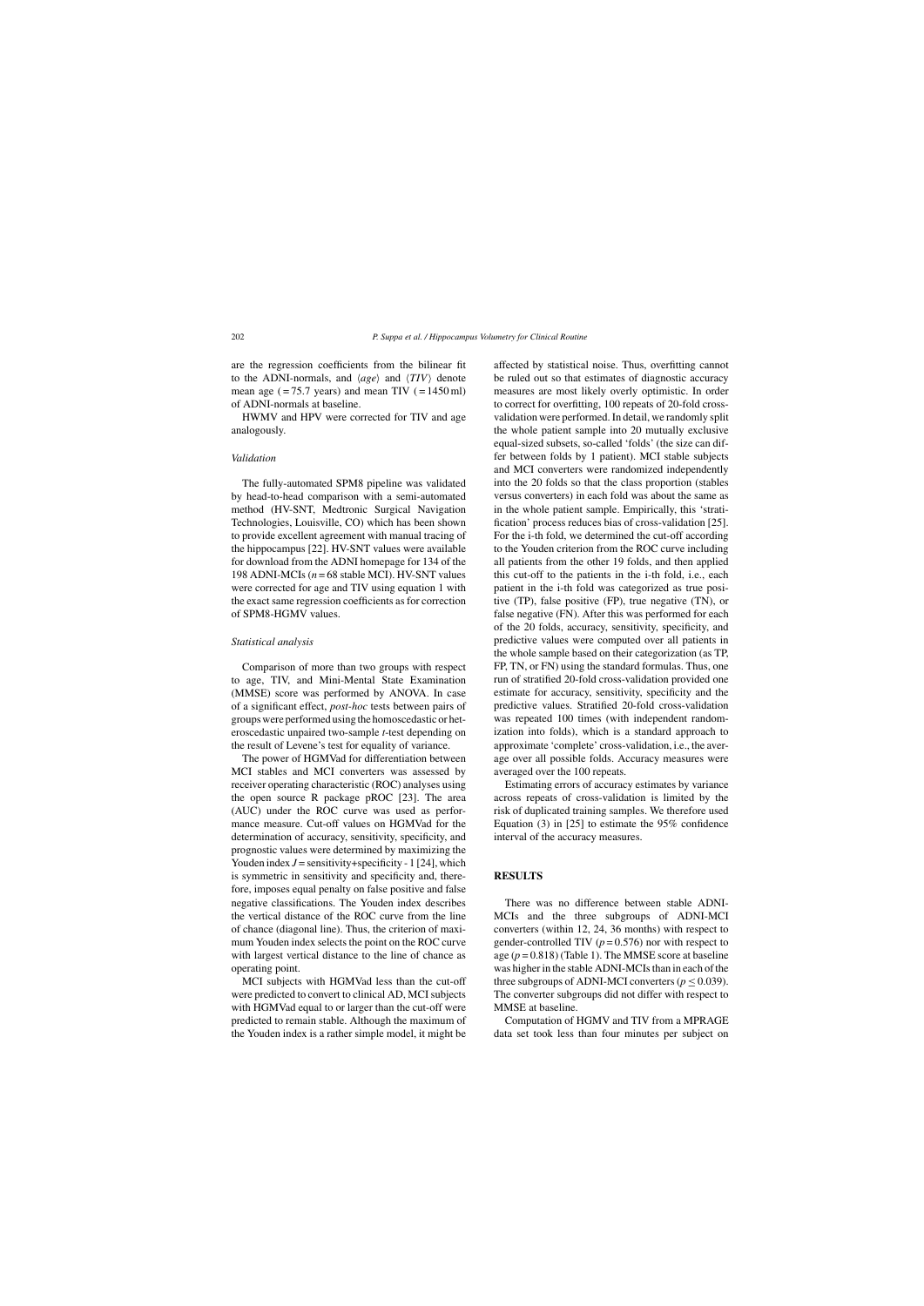are the regression coefficients from the bilinear fit to the ADNI-normals, and $\langle age \rangle$ and $\langle TIV \rangle$ denote mean age (= 75.7 years) and mean TIV (= 1450 ml) of ADNI-normals at baseline.

HWMV and HPV were corrected for TIV and age analogously.

### *Validation*

The fully-automated SPM8 pipeline was validated by head-to-head comparison with a semi-automated method (HV-SNT, Medtronic Surgical Navigation Technologies, Louisville, CO) which has been shown to provide excellent agreement with manual tracing of the hippocampus [22]. HV-SNT values were available for download from the ADNI homepage for 134 of the 198 ADNI-MCIs ($n = 68$ stable MCI). HV-SNT values were corrected for age and TIV using equation 1 with the exact same regression coefficients as for correction of SPM8-HGMV values.

### *Statistical analysis*

Comparison of more than two groups with respect to age, TIV, and Mini-Mental State Examination (MMSE) score was performed by ANOVA. In case of a significant effect, *post-hoc* tests between pairs of groups were performed using the homoscedastic or heteroscedastic unpaired two-sample *t*-test depending on the result of Levene's test for equality of variance.

The power of HGMVad for differentiation between MCI stables and MCI converters was assessed by receiver operating characteristic (ROC) analyses using the open source R package pROC [23]. The area (AUC) under the ROC curve was used as performance measure. Cut-off values on HGMVad for the determination of accuracy, sensitivity, specificity, and prognostic values were determined by maximizing the Youden index $J$ = sensitivity+specificity - 1 [24], which is symmetric in sensitivity and specificity and, therefore, imposes equal penalty on false positive and false negative classifications. The Youden index describes the vertical distance of the ROC curve from the line of chance (diagonal line). Thus, the criterion of maximum Youden index selects the point on the ROC curve with largest vertical distance to the line of chance as operating point.

MCI subjects with HGMVad less than the cut-off were predicted to convert to clinical AD, MCI subjects with HGMVad equal to or larger than the cut-off were predicted to remain stable. Although the maximum of the Youden index is a rather simple model, it might be affected by statistical noise. Thus, overfitting cannot be ruled out so that estimates of diagnostic accuracy measures are most likely overly optimistic. In order to correct for overfitting, 100 repeats of 20-fold cross-validation were performed. In detail, we randomly split the whole patient sample into 20 mutually exclusive equal-sized subsets, so-called 'folds' (the size can differ between folds by 1 patient). MCI stable subjects and MCI converters were randomized independently into the 20 folds so that the class proportion (stables versus converters) in each fold was about the same as in the whole patient sample. Empirically, this 'stratification' process reduces bias of cross-validation [25]. For the i-th fold, we determined the cut-off according to the Youden criterion from the ROC curve including all patients from the other 19 folds, and then applied this cut-off to the patients in the i-th fold, i.e., each patient in the i-th fold was categorized as true positive (TP), false positive (FP), true negative (TN), or false negative (FN). After this was performed for each of the 20 folds, accuracy, sensitivity, specificity, and predictive values were computed over all patients in the whole sample based on their categorization (as TP, FP, TN, or FN) using the standard formulas. Thus, one run of stratified 20-fold cross-validation provided one estimate for accuracy, sensitivity, specificity and the predictive values. Stratified 20-fold cross-validation was repeated 100 times (with independent randomization into folds), which is a standard approach to approximate 'complete' cross-validation, i.e., the average over all possible folds. Accuracy measures were averaged over the 100 repeats.

Estimating errors of accuracy estimates by variance across repeats of cross-validation is limited by the risk of duplicated training samples. We therefore used Equation (3) in [25] to estimate the 95% confidence interval of the accuracy measures.

## RESULTS

There was no difference between stable ADNI-MCIs and the three subgroups of ADNI-MCI converters (within 12, 24, 36 months) with respect to gender-controlled TIV ($p = 0.576$) nor with respect to age ($p = 0.818$) (Table 1). The MMSE score at baseline was higher in the stable ADNI-MCIs than in each of the three subgroups of ADNI-MCI converters ($p \leq 0.039$). The converter subgroups did not differ with respect to MMSE at baseline.

Computation of HGMV and TIV from a MPRAGE data set took less than four minutes per subject on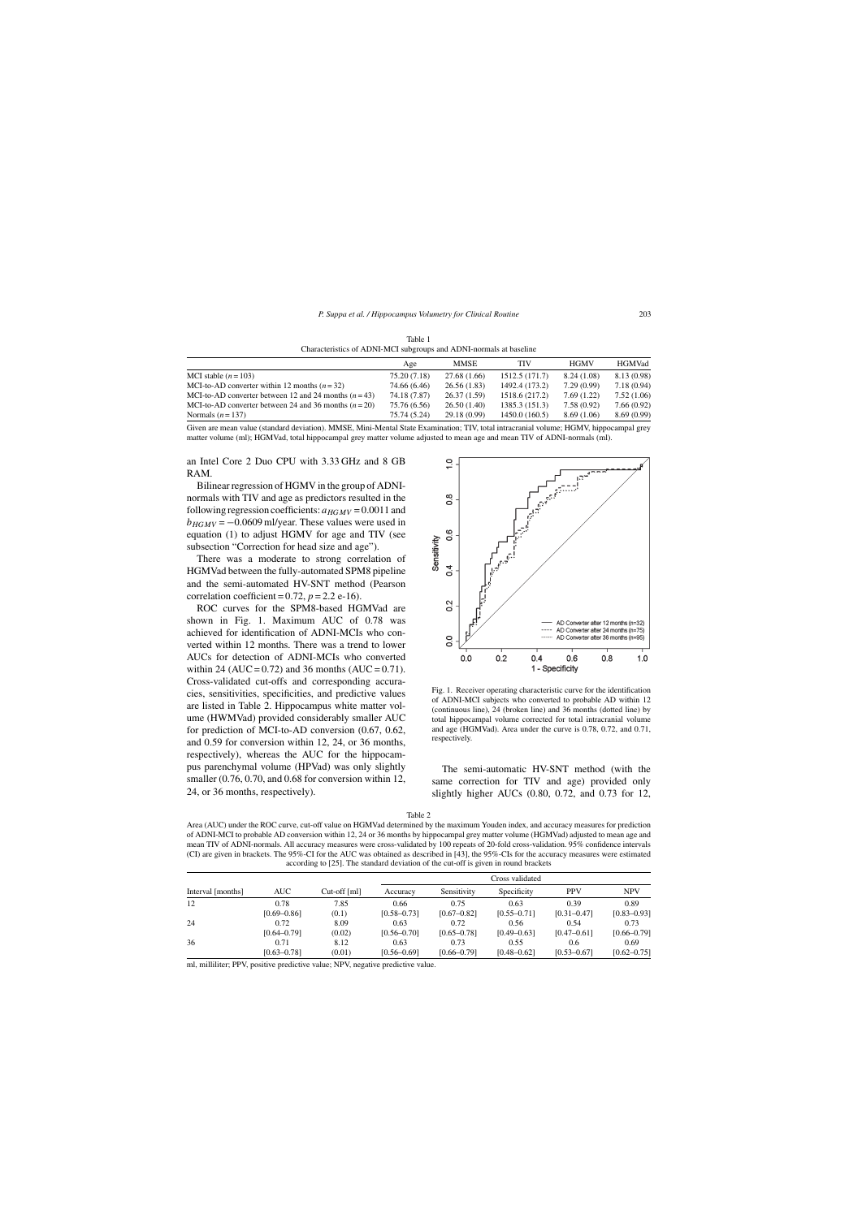Table 1
Characteristics of ADNI-MCI subgroups and ADNI-normals at baseline

| | Age | MMSE | TIV | HGMV | HGMVad |
|---|---|---|---|---|---|
| MCI stable ($n = 103$) | 75.20 (7.18) | 27.68 (1.66) | 1512.5 (171.7) | 8.24 (1.08) | 8.13 (0.98) |
| MCI-to-AD converter within 12 months ($n = 32$) | 74.66 (6.46) | 26.56 (1.83) | 1492.4 (173.2) | 7.29 (0.99) | 7.18 (0.94) |
| MCI-to-AD converter between 12 and 24 months ($n = 43$) | 74.18 (7.87) | 26.37 (1.59) | 1518.6 (217.2) | 7.69 (1.22) | 7.52 (1.06) |
| MCI-to-AD converter between 24 and 36 months ($n = 20$) | 75.76 (6.56) | 26.50 (1.40) | 1385.3 (151.3) | 7.58 (0.92) | 7.66 (0.92) |
| Normals ($n = 137$) | 75.74 (5.24) | 29.18 (0.99) | 1450.0 (160.5) | 8.69 (1.06) | 8.69 (0.99) |

Given are mean value (standard deviation). MMSE, Mini-Mental State Examination; TIV, total intracranial volume; HGMV, hippocampal grey matter volume (ml); HGMVad, total hippocampal grey matter volume adjusted to mean age and mean TIV of ADNI-normals (ml).

an Intel Core 2 Duo CPU with 3.33 GHz and 8 GB RAM.

Bilinear regression of HGMV in the group of ADNI-normals with TIV and age as predictors resulted in the following regression coefficients: $a_{HGMV} = 0.0011$ and $b_{HGMV} = -0.0609$ ml/year. These values were used in equation (1) to adjust HGMV for age and TIV (see subsection "Correction for head size and age").

There was a moderate to strong correlation of HGMVad between the fully-automated SPM8 pipeline and the semi-automated HV-SNT method (Pearson correlation coefficient = 0.72, $p = 2.2$ e-16).

ROC curves for the SPM8-based HGMVad are shown in Fig. 1. Maximum AUC of 0.78 was achieved for identification of ADNI-MCIs who converted within 12 months. There was a trend to lower AUCs for detection of ADNI-MCIs who converted within 24 (AUC = 0.72) and 36 months (AUC = 0.71). Cross-validated cut-offs and corresponding accuracies, sensitivities, specificities, and predictive values are listed in Table 2. Hippocampus white matter volume (HWMVad) provided considerably smaller AUC for prediction of MCI-to-AD conversion (0.67, 0.62, and 0.59 for conversion within 12, 24, or 36 months, respectively), whereas the AUC for the hippocampus parenchymal volume (HPVad) was only slightly smaller (0.76, 0.70, and 0.68 for conversion within 12, 24, or 36 months, respectively).

Sensitivity
1 - Specificity
0.0
0.2
0.4
0.6
0.8
1.0
0.0
0.2
0.4
0.6
0.8
1.0
AD Converter after 12 months (n=32)
AD Converter after 24 months (n=75)
AD Converter after 36 months (n=95)

Fig. 1. Receiver operating characteristic curve for the identification of ADNI-MCI subjects who converted to probable AD within 12 (continuous line), 24 (broken line) and 36 months (dotted line) by total hippocampal volume corrected for total intracranial volume and age (HGMVad). Area under the curve is 0.78, 0.72, and 0.71, respectively.

The semi-automatic HV-SNT method (with the same correction for TIV and age) provided only slightly higher AUCs (0.80, 0.72, and 0.73 for 12,

Table 2
Area (AUC) under the ROC curve, cut-off value on HGMVad determined by the maximum Youden index, and accuracy measures for prediction of ADNI-MCI to probable AD conversion within 12, 24 or 36 months by hippocampal grey matter volume (HGMVad) adjusted to mean age and mean TIV of ADNI-normals. All accuracy measures were cross-validated by 100 repeats of 20-fold cross-validation. 95% confidence intervals (CI) are given in brackets. The 95%-CI for the AUC was obtained as described in [43], the 95%-CIs for the accuracy measures were estimated according to [25]. The standard deviation of the cut-off is given in round brackets

| | | | Cross validated | | | | |
|---|---|---|---|---|---|---|---|
| Interval [months] | AUC | Cut-off [ml] | Accuracy | Sensitivity | Specificity | PPV | NPV |
| 12 | 0.78 | 7.85 | 0.66 | 0.75 | 0.63 | 0.39 | 0.89 |
| | [0.69–0.86] | (0.1) | [0.58–0.73] | [0.67–0.82] | [0.55–0.71] | [0.31–0.47] | [0.83–0.93] |
| 24 | 0.72 | 8.09 | 0.63 | 0.72 | 0.56 | 0.54 | 0.73 |
| | [0.64–0.79] | (0.02) | [0.56–0.70] | [0.65–0.78] | [0.49–0.63] | [0.47–0.61] | [0.66–0.79] |
| 36 | 0.71 | 8.12 | 0.63 | 0.73 | 0.55 | 0.6 | 0.69 |
| | [0.63–0.78] | (0.01) | [0.56–0.69] | [0.66–0.79] | [0.48–0.62] | [0.53–0.67] | [0.62–0.75] |

ml, milliliter; PPV, positive predictive value; NPV, negative predictive value.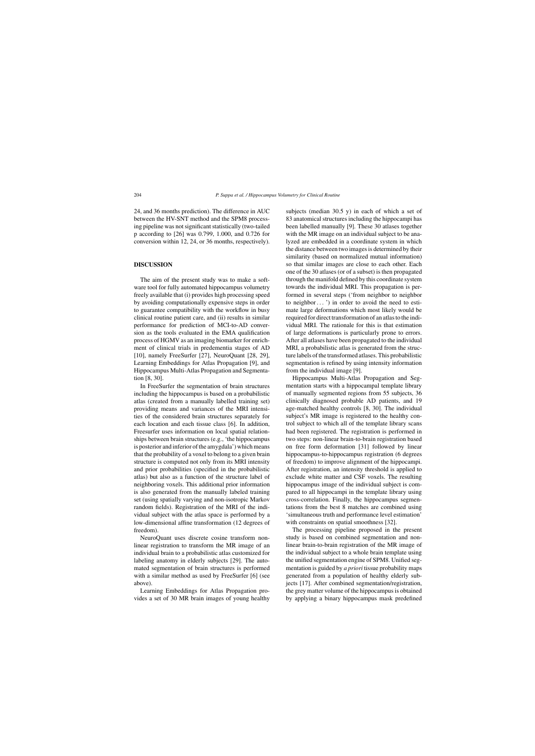24, and 36 months prediction). The difference in AUC between the HV-SNT method and the SPM8 processing pipeline was not significant statistically (two-tailed p according to [26] was 0.799, 1.000, and 0.726 for conversion within 12, 24, or 36 months, respectively).

## DISCUSSION

The aim of the present study was to make a software tool for fully automated hippocampus volumetry freely available that (i) provides high processing speed by avoiding computationally expensive steps in order to guarantee compatibility with the workflow in busy clinical routine patient care, and (ii) results in similar performance for prediction of MCI-to-AD conversion as the tools evaluated in the EMA qualification process of HGMV as an imaging biomarker for enrichment of clinical trials in predementia stages of AD [10], namely FreeSurfer [27], NeuroQuant [28, 29], Learning Embeddings for Atlas Propagation [9], and Hippocampus Multi-Atlas Propagation and Segmentation [8, 30].

In FreeSurfer the segmentation of brain structures including the hippocampus is based on a probabilistic atlas (created from a manually labelled training set) providing means and variances of the MRI intensities of the considered brain structures separately for each location and each tissue class [6]. In addition, Freesurfer uses information on local spatial relationships between brain structures (e.g., 'the hippocampus is posterior and inferior of the amygdala') which means that the probability of a voxel to belong to a given brain structure is computed not only from its MRI intensity and prior probabilities (specified in the probabilistic atlas) but also as a function of the structure label of neighboring voxels. This additional prior information is also generated from the manually labeled training set (using spatially varying and non-isotropic Markov random fields). Registration of the MRI of the individual subject with the atlas space is performed by a low-dimensional affine transformation (12 degrees of freedom).

NeuroQuant uses discrete cosine transform nonlinear registration to transform the MR image of an individual brain to a probabilistic atlas customized for labeling anatomy in elderly subjects [29]. The automated segmentation of brain structures is performed with a similar method as used by FreeSurfer [6] (see above).

Learning Embeddings for Atlas Propagation provides a set of 30 MR brain images of young healthy subjects (median 30.5 y) in each of which a set of 83 anatomical structures including the hippocampi has been labelled manually [9]. These 30 atlases together with the MR image on an individual subject to be analyzed are embedded in a coordinate system in which the distance between two images is determined by their similarity (based on normalized mutual information) so that similar images are close to each other. Each one of the 30 atlases (or of a subset) is then propagated through the manifold defined by this coordinate system towards the individual MRI. This propagation is performed in several steps ('from neighbor to neighbor to neighbor . . . ') in order to avoid the need to estimate large deformations which most likely would be required for direct transformation of an atlas to the individual MRI. The rationale for this is that estimation of large deformations is particularly prone to errors. After all atlases have been propagated to the individual MRI, a probabilistic atlas is generated from the structure labels of the transformed atlases. This probabilistic segmentation is refined by using intensity information from the individual image [9].

Hippocampus Multi-Atlas Propagation and Segmentation starts with a hippocampal template library of manually segmented regions from 55 subjects, 36 clinically diagnosed probable AD patients, and 19 age-matched healthy controls [8, 30]. The individual subject's MR image is registered to the healthy control subject to which all of the template library scans had been registered. The registration is performed in two steps: non-linear brain-to-brain registration based on free form deformation [31] followed by linear hippocampus-to-hippocampus registration (6 degrees of freedom) to improve alignment of the hippocampi. After registration, an intensity threshold is applied to exclude white matter and CSF voxels. The resulting hippocampus image of the individual subject is compared to all hippocampi in the template library using cross-correlation. Finally, the hippocampus segmentations from the best 8 matches are combined using 'simultaneous truth and performance level estimation' with constraints on spatial smoothness [32].

The processing pipeline proposed in the present study is based on combined segmentation and nonlinear brain-to-brain registration of the MR image of the individual subject to a whole brain template using the unified segmentation engine of SPM8. Unified segmentation is guided by *a priori* tissue probability maps generated from a population of healthy elderly subjects [17]. After combined segmentation/registration, the grey matter volume of the hippocampus is obtained by applying a binary hippocampus mask predefined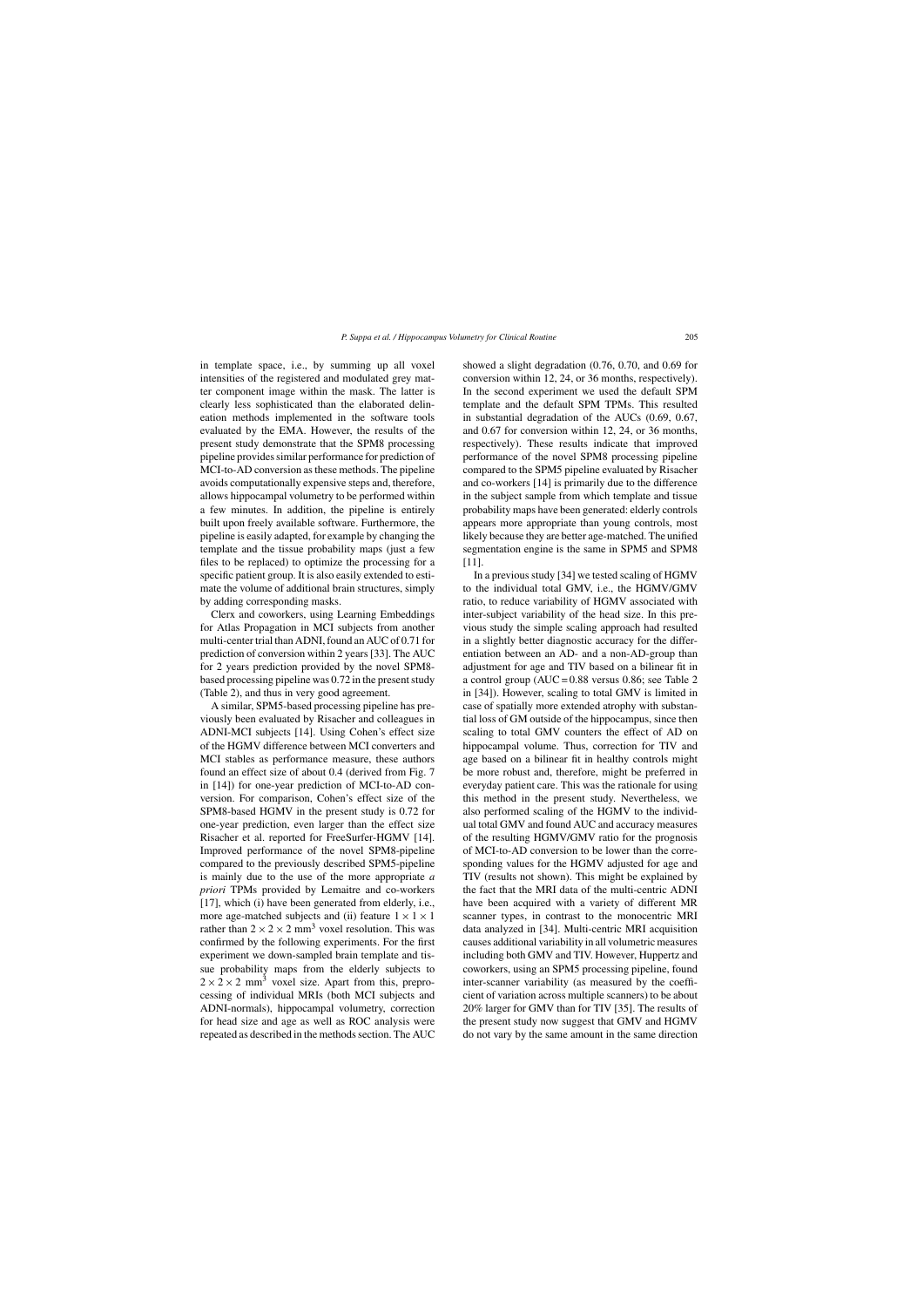in template space, i.e., by summing up all voxel intensities of the registered and modulated grey matter component image within the mask. The latter is clearly less sophisticated than the elaborated delineation methods implemented in the software tools evaluated by the EMA. However, the results of the present study demonstrate that the SPM8 processing pipeline provides similar performance for prediction of MCI-to-AD conversion as these methods. The pipeline avoids computationally expensive steps and, therefore, allows hippocampal volumetry to be performed within a few minutes. In addition, the pipeline is entirely built upon freely available software. Furthermore, the pipeline is easily adapted, for example by changing the template and the tissue probability maps (just a few files to be replaced) to optimize the processing for a specific patient group. It is also easily extended to estimate the volume of additional brain structures, simply by adding corresponding masks.

Clerx and coworkers, using Learning Embeddings for Atlas Propagation in MCI subjects from another multi-center trial than ADNI, found an AUC of 0.71 for prediction of conversion within 2 years [33]. The AUC for 2 years prediction provided by the novel SPM8-based processing pipeline was 0.72 in the present study (Table 2), and thus in very good agreement.

A similar, SPM5-based processing pipeline has previously been evaluated by Risacher and colleagues in ADNI-MCI subjects [14]. Using Cohen's effect size of the HGMV difference between MCI converters and MCI stables as performance measure, these authors found an effect size of about 0.4 (derived from Fig. 7 in [14]) for one-year prediction of MCI-to-AD conversion. For comparison, Cohen's effect size of the SPM8-based HGMV in the present study is 0.72 for one-year prediction, even larger than the effect size Risacher et al. reported for FreeSurfer-HGMV [14]. Improved performance of the novel SPM8-pipeline compared to the previously described SPM5-pipeline is mainly due to the use of the more appropriate *a priori* TPMs provided by Lemaitre and co-workers [17], which (i) have been generated from elderly, i.e., more age-matched subjects and (ii) feature $1 \times 1 \times 1$ rather than $2 \times 2 \times 2$ mm$^3$ voxel resolution. This was confirmed by the following experiments. For the first experiment we down-sampled brain template and tissue probability maps from the elderly subjects to $2 \times 2 \times 2$ mm$^3$ voxel size. Apart from this, preprocessing of individual MRIs (both MCI subjects and ADNI-normals), hippocampal volumetry, correction for head size and age as well as ROC analysis were repeated as described in the methods section. The AUC showed a slight degradation (0.76, 0.70, and 0.69 for conversion within 12, 24, or 36 months, respectively). In the second experiment we used the default SPM template and the default SPM TPMs. This resulted in substantial degradation of the AUCs (0.69, 0.67, and 0.67 for conversion within 12, 24, or 36 months, respectively). These results indicate that improved performance of the novel SPM8 processing pipeline compared to the SPM5 pipeline evaluated by Risacher and co-workers [14] is primarily due to the difference in the subject sample from which template and tissue probability maps have been generated: elderly controls appears more appropriate than young controls, most likely because they are better age-matched. The unified segmentation engine is the same in SPM5 and SPM8 [11].

In a previous study [34] we tested scaling of HGMV to the individual total GMV, i.e., the HGMV/GMV ratio, to reduce variability of HGMV associated with inter-subject variability of the head size. In this previous study the simple scaling approach had resulted in a slightly better diagnostic accuracy for the differentiation between an AD- and a non-AD-group than adjustment for age and TIV based on a bilinear fit in a control group (AUC = 0.88 versus 0.86; see Table 2 in [34]). However, scaling to total GMV is limited in case of spatially more extended atrophy with substantial loss of GM outside of the hippocampus, since then scaling to total GMV counters the effect of AD on hippocampal volume. Thus, correction for TIV and age based on a bilinear fit in healthy controls might be more robust and, therefore, might be preferred in everyday patient care. This was the rationale for using this method in the present study. Nevertheless, we also performed scaling of the HGMV to the individual total GMV and found AUC and accuracy measures of the resulting HGMV/GMV ratio for the prognosis of MCI-to-AD conversion to be lower than the corresponding values for the HGMV adjusted for age and TIV (results not shown). This might be explained by the fact that the MRI data of the multi-centric ADNI have been acquired with a variety of different MR scanner types, in contrast to the monocentric MRI data analyzed in [34]. Multi-centric MRI acquisition causes additional variability in all volumetric measures including both GMV and TIV. However, Huppertz and coworkers, using an SPM5 processing pipeline, found inter-scanner variability (as measured by the coefficient of variation across multiple scanners) to be about 20% larger for GMV than for TIV [35]. The results of the present study now suggest that GMV and HGMV do not vary by the same amount in the same direction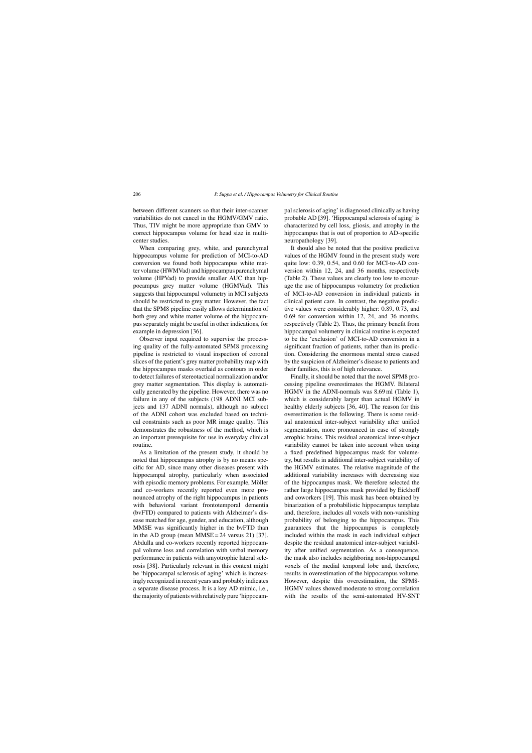between different scanners so that their inter-scanner variabilities do not cancel in the HGMV/GMV ratio. Thus, TIV might be more appropriate than GMV to correct hippocampus volume for head size in multicenter studies.

When comparing grey, white, and parenchymal hippocampus volume for prediction of MCI-to-AD conversion we found both hippocampus white matter volume (HWMVad) and hippocampus parenchymal volume (HPVad) to provide smaller AUC than hippocampus grey matter volume (HGMVad). This suggests that hippocampal volumetry in MCI subjects should be restricted to grey matter. However, the fact that the SPM8 pipeline easily allows determination of both grey and white matter volume of the hippocampus separately might be useful in other indications, for example in depression [36].

Observer input required to supervise the processing quality of the fully-automated SPM8 processing pipeline is restricted to visual inspection of coronal slices of the patient's grey matter probability map with the hippocampus masks overlaid as contours in order to detect failures of stereotactical normalization and/or grey matter segmentation. This display is automatically generated by the pipeline. However, there was no failure in any of the subjects (198 ADNI MCI subjects and 137 ADNI normals), although no subject of the ADNI cohort was excluded based on technical constraints such as poor MR image quality. This demonstrates the robustness of the method, which is an important prerequisite for use in everyday clinical routine.

As a limitation of the present study, it should be noted that hippocampus atrophy is by no means specific for AD, since many other diseases present with hippocampal atrophy, particularly when associated with episodic memory problems. For example, Möller and co-workers recently reported even more pronounced atrophy of the right hippocampus in patients with behavioral variant frontotemporal dementia (bvFTD) compared to patients with Alzheimer's disease matched for age, gender, and education, although MMSE was significantly higher in the bvFTD than in the AD group (mean MMSE = 24 versus 21) [37]. Abdulla and co-workers recently reported hippocampal volume loss and correlation with verbal memory performance in patients with amyotrophic lateral sclerosis [38]. Particularly relevant in this context might be 'hippocampal sclerosis of aging' which is increasingly recognized in recent years and probably indicates a separate disease process. It is a key AD mimic, i.e., the majority of patients with relatively pure 'hippocampal sclerosis of aging' is diagnosed clinically as having probable AD [39]. 'Hippocampal sclerosis of aging' is characterized by cell loss, gliosis, and atrophy in the hippocampus that is out of proportion to AD-specific neuropathology [39].

It should also be noted that the positive predictive values of the HGMV found in the present study were quite low: 0.39, 0.54, and 0.60 for MCI-to-AD conversion within 12, 24, and 36 months, respectively (Table 2). These values are clearly too low to encourage the use of hippocampus volumetry for prediction of MCI-to-AD conversion in individual patients in clinical patient care. In contrast, the negative predictive values were considerably higher: 0.89, 0.73, and 0.69 for conversion within 12, 24, and 36 months, respectively (Table 2). Thus, the primary benefit from hippocampal volumetry in clinical routine is expected to be the 'exclusion' of MCI-to-AD conversion in a significant fraction of patients, rather than its prediction. Considering the enormous mental stress caused by the suspicion of Alzheimer's disease to patients and their families, this is of high relevance.

Finally, it should be noted that the novel SPM8 processing pipeline overestimates the HGMV. Bilateral HGMV in the ADNI-normals was 8.69 ml (Table 1), which is considerably larger than actual HGMV in healthy elderly subjects [36, 40]. The reason for this overestimation is the following. There is some residual anatomical inter-subject variability after unified segmentation, more pronounced in case of strongly atrophic brains. This residual anatomical inter-subject variability cannot be taken into account when using a fixed predefined hippocampus mask for volumetry, but results in additional inter-subject variability of the HGMV estimates. The relative magnitude of the additional variability increases with decreasing size of the hippocampus mask. We therefore selected the rather large hippocampus mask provided by Eickhoff and coworkers [19]. This mask has been obtained by binarization of a probabilistic hippocampus template and, therefore, includes all voxels with non-vanishing probability of belonging to the hippocampus. This guarantees that the hippocampus is completely included within the mask in each individual subject despite the residual anatomical inter-subject variability after unified segmentation. As a consequence, the mask also includes neighboring non-hippocampal voxels of the medial temporal lobe and, therefore, results in overestimation of the hippocampus volume. However, despite this overestimation, the SPM8-HGMV values showed moderate to strong correlation with the results of the semi-automated HV-SNT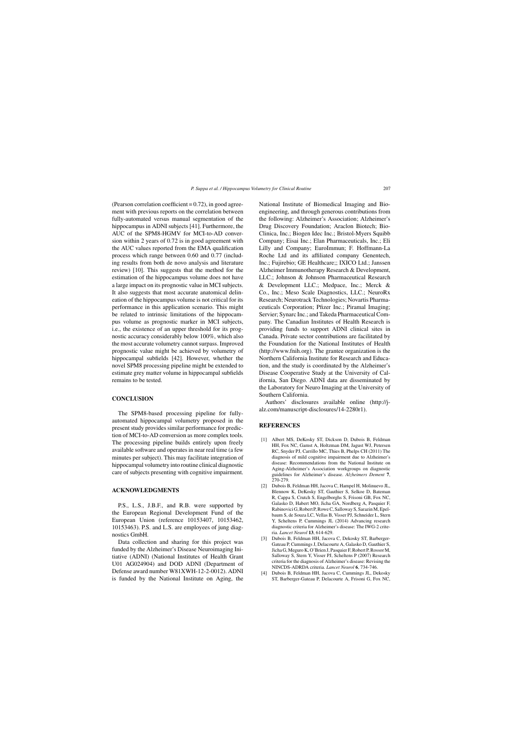(Pearson correlation coefficient = 0.72), in good agreement with previous reports on the correlation between fully-automated versus manual segmentation of the hippocampus in ADNI subjects [41]. Furthermore, the AUC of the SPM8-HGMV for MCI-to-AD conversion within 2 years of 0.72 is in good agreement with the AUC values reported from the EMA qualification process which range between 0.60 and 0.77 (including results from both de novo analysis and literature review) [10]. This suggests that the method for the estimation of the hippocampus volume does not have a large impact on its prognostic value in MCI subjects. It also suggests that most accurate anatomical delineation of the hippocampus volume is not critical for its performance in this application scenario. This might be related to intrinsic limitations of the hippocampus volume as prognostic marker in MCI subjects, i.e., the existence of an upper threshold for its prognostic accuracy considerably below 100%, which also the most accurate volumetry cannot surpass. Improved prognostic value might be achieved by volumetry of hippocampal subfields [42]. However, whether the novel SPM8 processing pipeline might be extended to estimate grey matter volume in hippocampal subfields remains to be tested.

## CONCLUSION

The SPM8-based processing pipeline for fully-automated hippocampal volumetry proposed in the present study provides similar performance for prediction of MCI-to-AD conversion as more complex tools. The processing pipeline builds entirely upon freely available software and operates in near real time (a few minutes per subject). This may facilitate integration of hippocampal volumetry into routine clinical diagnostic care of subjects presenting with cognitive impairment.

## ACKNOWLEDGMENTS

P.S., L.S., J.B.F., and R.B. were supported by the European Regional Development Fund of the European Union (reference 10153407, 10153462, 10153463). P.S. and L.S. are employees of jung diagnostics GmbH.

Data collection and sharing for this project was funded by the Alzheimer's Disease Neuroimaging Initiative (ADNI) (National Institutes of Health Grant U01 AG024904) and DOD ADNI (Department of Defense award number W81XWH-12-2-0012). ADNI is funded by the National Institute on Aging, the National Institute of Biomedical Imaging and Bioengineering, and through generous contributions from the following: Alzheimer's Association; Alzheimer's Drug Discovery Foundation; Araclon Biotech; BioClinica, Inc.; Biogen Idec Inc.; Bristol-Myers Squibb Company; Eisai Inc.; Elan Pharmaceuticals, Inc.; Eli Lilly and Company; EuroImmun; F. Hoffmann-La Roche Ltd and its affiliated company Genentech, Inc.; Fujirebio; GE Healthcare;; IXICO Ltd.; Janssen Alzheimer Immunotherapy Research & Development, LLC.; Johnson & Johnson Pharmaceutical Research & Development LLC.; Medpace, Inc.; Merck & Co., Inc.; Meso Scale Diagnostics, LLC.; NeuroRx Research; Neurotrack Technologies; Novartis Pharmaceuticals Corporation; Pfizer Inc.; Piramal Imaging; Servier; Synarc Inc.; and Takeda Pharmaceutical Company. The Canadian Institutes of Health Research is providing funds to support ADNI clinical sites in Canada. Private sector contributions are facilitated by the Foundation for the National Institutes of Health (http://www.fnih.org). The grantee organization is the Northern California Institute for Research and Education, and the study is coordinated by the Alzheimer's Disease Cooperative Study at the University of California, San Diego. ADNI data are disseminated by the Laboratory for Neuro Imaging at the University of Southern California.

Authors' disclosures available online (http://j-alz.com/manuscript-disclosures/14-2280r1).

## REFERENCES

[1] Albert MS, DeKosky ST, Dickson D, Dubois B, Feldman HH, Fox NC, Gamst A, Holtzman DM, Jagust WJ, Petersen RC, Snyder PJ, Carrillo MC, Thies B, Phelps CH (2011) The diagnosis of mild cognitive impairment due to Alzheimer's disease: Recommendations from the National Institute on Aging-Alzheimer's Association workgroups on diagnostic guidelines for Alzheimer's disease. *Alzheimers Dement* **7**, 270-279.

[2] Dubois B, Feldman HH, Jacova C, Hampel H, Molinuevo JL, Blennow K, DeKosky ST, Gauthier S, Selkoe D, Bateman R, Cappa S, Crutch S, Engelborghs S, Frisoni GB, Fox NC, Galasko D, Habert MO, Jicha GA, Nordberg A, Pasquier F, Rabinovici G, Robert P, Rowe C, Salloway S, Sarazin M, Epelbaum S, de Souza LC, Vellas B, Visser PJ, Schneider L, Stern Y, Scheltens P, Cummings JL (2014) Advancing research diagnostic criteria for Alzheimer's disease: The IWG-2 criteria. *Lancet Neurol* **13**, 614-629.

[3] Dubois B, Feldman HH, Jacova C, Dekosky ST, Barberger-Gateau P, Cummings J, Delacourte A, Galasko D, Gauthier S, Jicha G, Meguro K, O'Brien J, Pasquier F, Robert P, Rossor M, Salloway S, Stern Y, Visser PJ, Scheltens P (2007) Research criteria for the diagnosis of Alzheimer's disease: Revising the NINCDS-ADRDA criteria. *Lancet Neurol* **6**, 734-746.

[4] Dubois B, Feldman HH, Jacova C, Cummings JL, Dekosky ST, Barberger-Gateau P, Delacourte A, Frisoni G, Fox NC,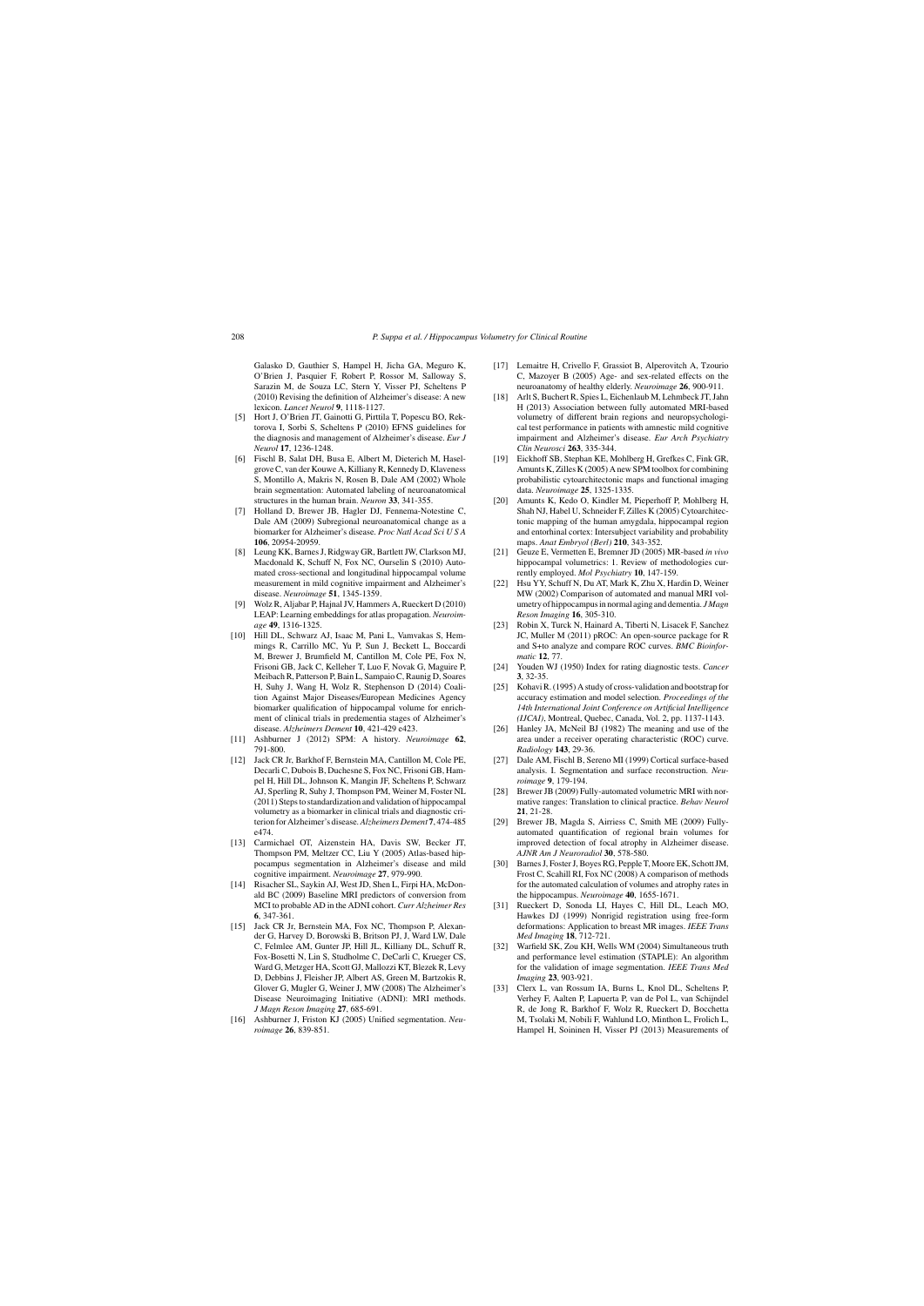Galasko D, Gauthier S, Hampel H, Jicha GA, Meguro K, O'Brien J, Pasquier F, Robert P, Rossor M, Salloway S, Sarazin M, de Souza LC, Stern Y, Visser PJ, Scheltens P (2010) Revising the definition of Alzheimer's disease: A new lexicon. *Lancet Neurol* **9**, 1118-1127.

[5] Hort J, O'Brien JT, Gainotti G, Pirttila T, Popescu BO, Rektorova I, Sorbi S, Scheltens P (2010) EFNS guidelines for the diagnosis and management of Alzheimer's disease. *Eur J Neurol* **17**, 1236-1248.

[6] Fischl B, Salat DH, Busa E, Albert M, Dieterich M, Haselgrove C, van der Kouwe A, Killiany R, Kennedy D, Klaveness S, Montillo A, Makris N, Rosen B, Dale AM (2002) Whole brain segmentation: Automated labeling of neuroanatomical structures in the human brain. *Neuron* **33**, 341-355.

[7] Holland D, Brewer JB, Hagler DJ, Fennema-Notestine C, Dale AM (2009) Subregional neuroanatomical change as a biomarker for Alzheimer's disease. *Proc Natl Acad Sci U S A* **106**, 20954-20959.

[8] Leung KK, Barnes J, Ridgway GR, Bartlett JW, Clarkson MJ, Macdonald K, Schuff N, Fox NC, Ourselin S (2010) Automated cross-sectional and longitudinal hippocampal volume measurement in mild cognitive impairment and Alzheimer's disease. *Neuroimage* **51**, 1345-1359.

[9] Wolz R, Aljabar P, Hajnal JV, Hammers A, Rueckert D (2010) LEAP: Learning embeddings for atlas propagation. *Neuroimage* **49**, 1316-1325.

[10] Hill DL, Schwarz AJ, Isaac M, Pani L, Vamvakas S, Hemmings R, Carrillo MC, Yu P, Sun J, Beckett L, Boccardi M, Brewer J, Brumfield M, Cantillon M, Cole PE, Fox N, Frisoni GB, Jack C, Kelleher T, Luo F, Novak G, Maguire P, Meibach R, Patterson P, Bain L, Sampaio C, Raunig D, Soares H, Suhy J, Wang H, Wolz R, Stephenson D (2014) Coalition Against Major Diseases/European Medicines Agency biomarker qualification of hippocampal volume for enrichment of clinical trials in predementia stages of Alzheimer's disease. *Alzheimers Dement* **10**, 421-429 e423.

[11] Ashburner J (2012) SPM: A history. *Neuroimage* **62**, 791-800.

[12] Jack CR Jr, Barkhof F, Bernstein MA, Cantillon M, Cole PE, Decarli C, Dubois B, Duchesne S, Fox NC, Frisoni GB, Hampel H, Hill DL, Johnson K, Mangin JF, Scheltens P, Schwarz AJ, Sperling R, Suhy J, Thompson PM, Weiner M, Foster NL (2011) Steps to standardization and validation of hippocampal volumetry as a biomarker in clinical trials and diagnostic criterion for Alzheimer's disease. *Alzheimers Dement* **7**, 474-485 e474.

[13] Carmichael OT, Aizenstein HA, Davis SW, Becker JT, Thompson PM, Meltzer CC, Liu Y (2005) Atlas-based hippocampus segmentation in Alzheimer's disease and mild cognitive impairment. *Neuroimage* **27**, 979-990.

[14] Risacher SL, Saykin AJ, West JD, Shen L, Firpi HA, McDonald BC (2009) Baseline MRI predictors of conversion from MCI to probable AD in the ADNI cohort. *Curr Alzheimer Res* **6**, 347-361.

[15] Jack CR Jr, Bernstein MA, Fox NC, Thompson P, Alexander G, Harvey D, Borowski B, Britson PJ, J, Ward LW, Dale C, Felmlee AM, Gunter JP, Hill JL, Killiany DL, Schuff R, Fox-Bosetti N, Lin S, Studholme C, DeCarli C, Krueger CS, Ward G, Metzger HA, Scott GJ, Mallozzi KT, Blezek R, Levy D, Debbins J, Fleisher JP, Albert AS, Green M, Bartzokis R, Glover G, Mugler G, Weiner J, MW (2008) The Alzheimer's Disease Neuroimaging Initiative (ADNI): MRI methods. *J Magn Reson Imaging* **27**, 685-691.

[16] Ashburner J, Friston KJ (2005) Unified segmentation. *Neuroimage* **26**, 839-851.

[17] Lemaitre H, Crivello F, Grassiot B, Alperovitch A, Tzourio C, Mazoyer B (2005) Age- and sex-related effects on the neuroanatomy of healthy elderly. *Neuroimage* **26**, 900-911.

[18] Arlt S, Buchert R, Spies L, Eichenlaub M, Lehmbeck JT, Jahn H (2013) Association between fully automated MRI-based volumetry of different brain regions and neuropsychological test performance in patients with amnestic mild cognitive impairment and Alzheimer's disease. *Eur Arch Psychiatry Clin Neurosci* **263**, 335-344.

[19] Eickhoff SB, Stephan KE, Mohlberg H, Grefkes C, Fink GR, Amunts K, Zilles K (2005) A new SPM toolbox for combining probabilistic cytoarchitectonic maps and functional imaging data. *Neuroimage* **25**, 1325-1335.

[20] Amunts K, Kedo O, Kindler M, Pieperhoff P, Mohlberg H, Shah NJ, Habel U, Schneider F, Zilles K (2005) Cytoarchitectonic mapping of the human amygdala, hippocampal region and entorhinal cortex: Intersubject variability and probability maps. *Anat Embryol (Berl)* **210**, 343-352.

[21] Geuze E, Vermetten E, Bremner JD (2005) MR-based *in vivo* hippocampal volumetrics: 1. Review of methodologies currently employed. *Mol Psychiatry* **10**, 147-159.

[22] Hsu YY, Schuff N, Du AT, Mark K, Zhu X, Hardin D, Weiner MW (2002) Comparison of automated and manual MRI volumetry of hippocampus in normal aging and dementia. *J Magn Reson Imaging* **16**, 305-310.

[23] Robin X, Turck N, Hainard A, Tiberti N, Lisacek F, Sanchez JC, Muller M (2011) pROC: An open-source package for R and S+to analyze and compare ROC curves. *BMC Bioinformatic* **12**, 77.

[24] Youden WJ (1950) Index for rating diagnostic tests. *Cancer* **3**, 32-35.

[25] Kohavi R. (1995) A study of cross-validation and bootstrap for accuracy estimation and model selection. *Proceedings of the 14th International Joint Conference on Artificial Intelligence (IJCAI)*, Montreal, Quebec, Canada, Vol. 2, pp. 1137-1143.

[26] Hanley JA, McNeil BJ (1982) The meaning and use of the area under a receiver operating characteristic (ROC) curve. *Radiology* **143**, 29-36.

[27] Dale AM, Fischl B, Sereno MI (1999) Cortical surface-based analysis. I. Segmentation and surface reconstruction. *Neuroimage* **9**, 179-194.

[28] Brewer JB (2009) Fully-automated volumetric MRI with normative ranges: Translation to clinical practice. *Behav Neurol* **21**, 21-28.

[29] Brewer JB, Magda S, Airriess C, Smith ME (2009) Fully-automated quantification of regional brain volumes for improved detection of focal atrophy in Alzheimer disease. *AJNR Am J Neuroradiol* **30**, 578-580.

[30] Barnes J, Foster J, Boyes RG, Pepple T, Moore EK, Schott JM, Frost C, Scahill RI, Fox NC (2008) A comparison of methods for the automated calculation of volumes and atrophy rates in the hippocampus. *Neuroimage* **40**, 1655-1671.

[31] Rueckert D, Sonoda LI, Hayes C, Hill DL, Leach MO, Hawkes DJ (1999) Nonrigid registration using free-form deformations: Application to breast MR images. *IEEE Trans Med Imaging* **18**, 712-721.

[32] Warfield SK, Zou KH, Wells WM (2004) Simultaneous truth and performance level estimation (STAPLE): An algorithm for the validation of image segmentation. *IEEE Trans Med Imaging* **23**, 903-921.

[33] Clerx L, van Rossum IA, Burns L, Knol DL, Scheltens P, Verhey F, Aalten P, Lapuerta P, van de Pol L, van Schijndel R, de Jong R, Barkhof F, Wolz R, Rueckert D, Bocchetta M, Tsolaki M, Nobili F, Wahlund LO, Minthon L, Frolich L, Hampel H, Soininen H, Visser PJ (2013) Measurements of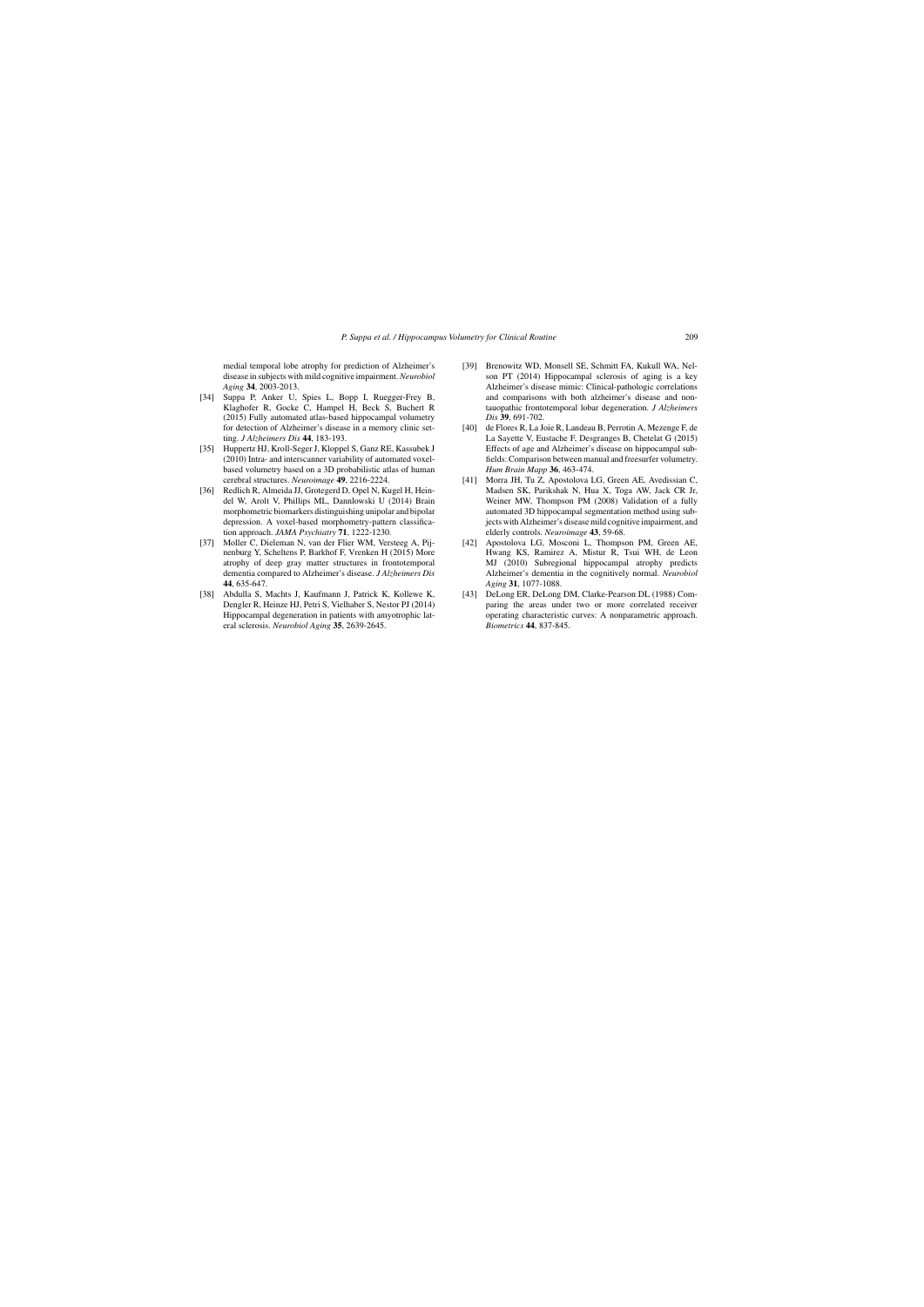medial temporal lobe atrophy for prediction of Alzheimer's disease in subjects with mild cognitive impairment. *Neurobiol Aging* **34**, 2003-2013.

[34] Suppa P, Anker U, Spies L, Bopp I, Ruegger-Frey B, Klaghofer R, Gocke C, Hampel H, Beck S, Buchert R (2015) Fully automated atlas-based hippocampal volumetry for detection of Alzheimer's disease in a memory clinic setting. *J Alzheimers Dis* **44**, 183-193.

[35] Huppertz HJ, Kroll-Seger J, Kloppel S, Ganz RE, Kassubek J (2010) Intra- and interscanner variability of automated voxel-based volumetry based on a 3D probabilistic atlas of human cerebral structures. *Neuroimage* **49**, 2216-2224.

[36] Redlich R, Almeida JJ, Grotegerd D, Opel N, Kugel H, Heindel W, Arolt V, Phillips ML, Dannlowski U (2014) Brain morphometric biomarkers distinguishing unipolar and bipolar depression. A voxel-based morphometry-pattern classification approach. *JAMA Psychiatry* **71**, 1222-1230.

[37] Moller C, Dieleman N, van der Flier WM, Versteeg A, Pijnenburg Y, Scheltens P, Barkhof F, Vrenken H (2015) More atrophy of deep gray matter structures in frontotemporal dementia compared to Alzheimer's disease. *J Alzheimers Dis* **44**, 635-647.

[38] Abdulla S, Machts J, Kaufmann J, Patrick K, Kollewe K, Dengler R, Heinze HJ, Petri S, Vielhaber S, Nestor PJ (2014) Hippocampal degeneration in patients with amyotrophic lateral sclerosis. *Neurobiol Aging* **35**, 2639-2645.

[39] Brenowitz WD, Monsell SE, Schmitt FA, Kukull WA, Nelson PT (2014) Hippocampal sclerosis of aging is a key Alzheimer's disease mimic: Clinical-pathologic correlations and comparisons with both alzheimer's disease and non-tauopathic frontotemporal lobar degeneration. *J Alzheimers Dis* **39**, 691-702.

[40] de Flores R, La Joie R, Landeau B, Perrotin A, Mezenge F, de La Sayette V, Eustache F, Desgranges B, Chetelat G (2015) Effects of age and Alzheimer's disease on hippocampal subfields: Comparison between manual and freesurfer volumetry. *Hum Brain Mapp* **36**, 463-474.

[41] Morra JH, Tu Z, Apostolova LG, Green AE, Avedissian C, Madsen SK, Parikshak N, Hua X, Toga AW, Jack CR Jr, Weiner MW, Thompson PM (2008) Validation of a fully automated 3D hippocampal segmentation method using subjects with Alzheimer's disease mild cognitive impairment, and elderly controls. *Neuroimage* **43**, 59-68.

[42] Apostolova LG, Mosconi L, Thompson PM, Green AE, Hwang KS, Ramirez A, Mistur R, Tsui WH, de Leon MJ (2010) Subregional hippocampal atrophy predicts Alzheimer's dementia in the cognitively normal. *Neurobiol Aging* **31**, 1077-1088.

[43] DeLong ER, DeLong DM, Clarke-Pearson DL (1988) Comparing the areas under two or more correlated receiver operating characteristic curves: A nonparametric approach. *Biometrics* **44**, 837-845.